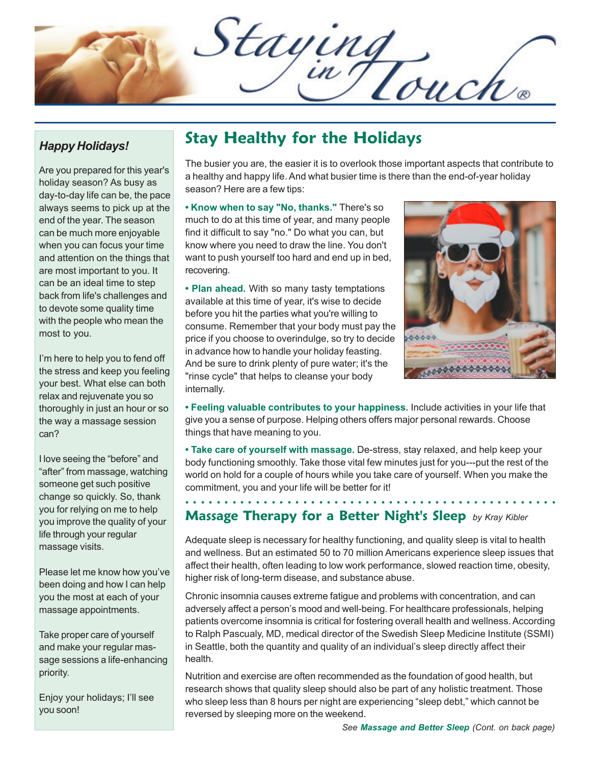# Staying in Touch®

## Happy Holidays!

Are you prepared for this year's holiday season? As busy as day-to-day life can be, the pace always seems to pick up at the end of the year. The season can be much more enjoyable when you can focus your time and attention on the things that are most important to you. It can be an ideal time to step back from life's challenges and to devote some quality time with the people who mean the most to you.

I'm here to help you to fend off the stress and keep you feeling your best. What else can both relax and rejuvenate you so thoroughly in just an hour or so the way a massage session can?

I love seeing the "before" and "after" from massage, watching someone get such positive change so quickly. So, thank you for relying on me to help you improve the quality of your life through your regular massage visits.

Please let me know how you've been doing and how I can help you the most at each of your massage appointments.

Take proper care of yourself and make your regular massage sessions a life-enhancing priority.

Enjoy your holidays; I'll see you soon!

## Stay Healthy for the Holidays

The busier you are, the easier it is to overlook those important aspects that contribute to a healthy and happy life. And what busier time is there than the end-of-year holiday season? Here are a few tips:

- **Know when to say "No, thanks."** There's so much to do at this time of year, and many people find it difficult to say "no." Do what you can, but know where you need to draw the line. You don't want to push yourself too hard and end up in bed, recovering.
- **Plan ahead.** With so many tasty temptations available at this time of year, it's wise to decide before you hit the parties what you're willing to consume. Remember that your body must pay the price if you choose to overindulge, so try to decide in advance how to handle your holiday feasting. And be sure to drink plenty of pure water; it's the "rinse cycle" that helps to cleanse your body internally.
- **Feeling valuable contributes to your happiness.** Include activities in your life that give you a sense of purpose. Helping others offers major personal rewards. Choose things that have meaning to you.
- **Take care of yourself with massage.** De-stress, stay relaxed, and help keep your body functioning smoothly. Take those vital few minutes just for you---put the rest of the world on hold for a couple of hours while you take care of yourself. When you make the commitment, you and your life will be better for it!

## Massage Therapy for a Better Night's Sleep *by Kray Kibler*

Adequate sleep is necessary for healthy functioning, and quality sleep is vital to health and wellness. But an estimated 50 to 70 million Americans experience sleep issues that affect their health, often leading to low work performance, slowed reaction time, obesity, higher risk of long-term disease, and substance abuse.

Chronic insomnia causes extreme fatigue and problems with concentration, and can adversely affect a person's mood and well-being. For healthcare professionals, helping patients overcome insomnia is critical for fostering overall health and wellness. According to Ralph Pascualy, MD, medical director of the Swedish Sleep Medicine Institute (SSMI) in Seattle, both the quantity and quality of an individual's sleep directly affect their health.

Nutrition and exercise are often recommended as the foundation of good health, but research shows that quality sleep should also be part of any holistic treatment. Those who sleep less than 8 hours per night are experiencing "sleep debt," which cannot be reversed by sleeping more on the weekend.

*See **Massage and Better Sleep** (Cont. on back page)*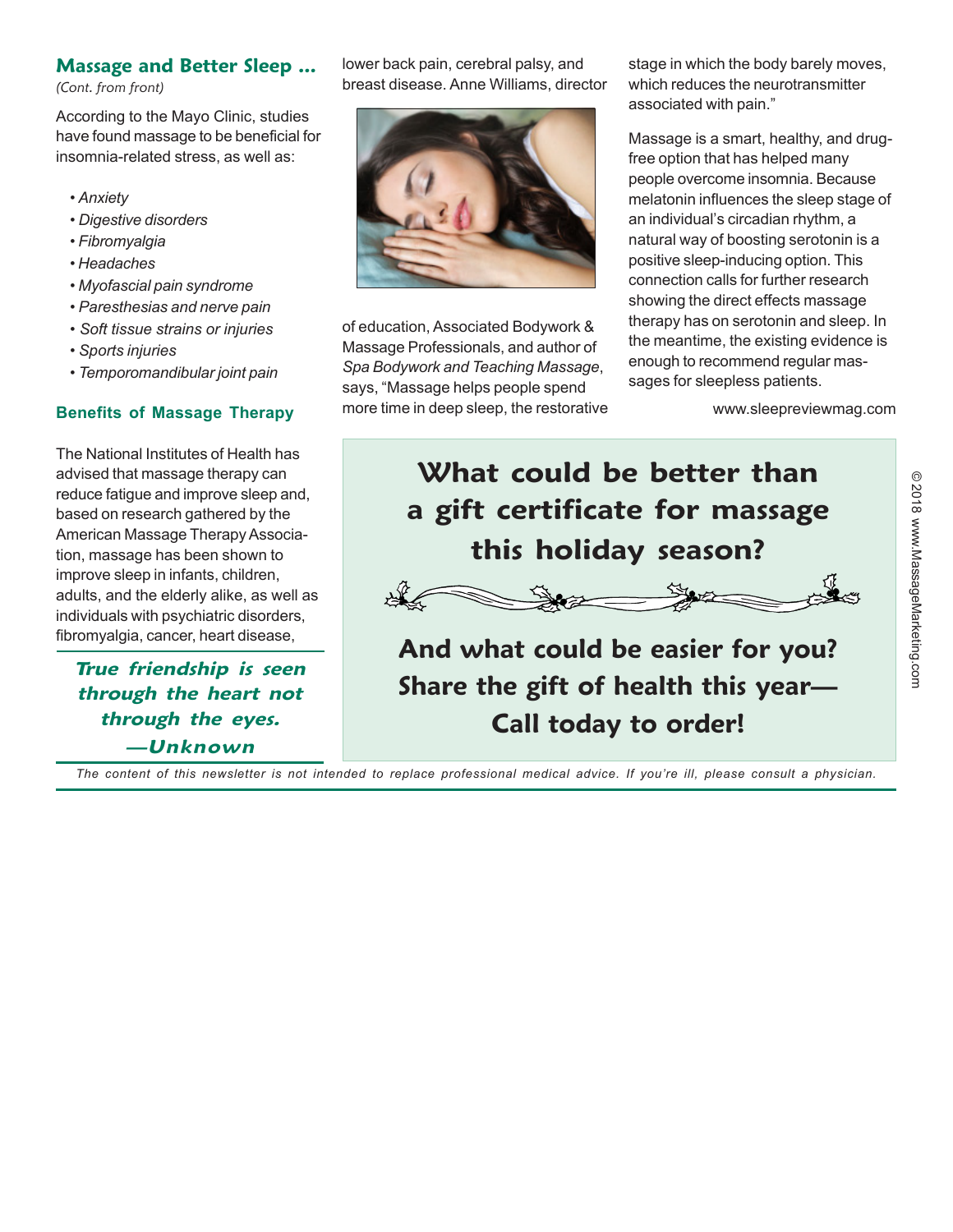## Massage and Better Sleep ...

*(Cont. from front)*

According to the Mayo Clinic, studies have found massage to be beneficial for insomnia-related stress, as well as:

- *Anxiety*
- *Digestive disorders*
- *Fibromyalgia*
- *Headaches*
- *Myofascial pain syndrome*
- *Paresthesias and nerve pain*
- *Soft tissue strains or injuries*
- *Sports injuries*
- *Temporomandibular joint pain*

### Benefits of Massage Therapy

The National Institutes of Health has advised that massage therapy can reduce fatigue and improve sleep and, based on research gathered by the American Massage Therapy Association, massage has been shown to improve sleep in infants, children, adults, and the elderly alike, as well as individuals with psychiatric disorders, fibromyalgia, cancer, heart disease, lower back pain, cerebral palsy, and breast disease. Anne Williams, director of education, Associated Bodywork & Massage Professionals, and author of *Spa Bodywork and Teaching Massage*, says, "Massage helps people spend more time in deep sleep, the restorative stage in which the body barely moves, which reduces the neurotransmitter associated with pain."

Massage is a smart, healthy, and drug-free option that has helped many people overcome insomnia. Because melatonin influences the sleep stage of an individual's circadian rhythm, a natural way of boosting serotonin is a positive sleep-inducing option. This connection calls for further research showing the direct effects massage therapy has on serotonin and sleep. In the meantime, the existing evidence is enough to recommend regular massages for sleepless patients.

www.sleepreviewmag.com

***True friendship is seen through the heart not through the eyes.***
***—Unknown***

**What could be better than a gift certificate for massage this holiday season?**

**And what could be easier for you? Share the gift of health this year— Call today to order!**

*The content of this newsletter is not intended to replace professional medical advice. If you're ill, please consult a physician.*

© 2018 www.MassageMarketing.com